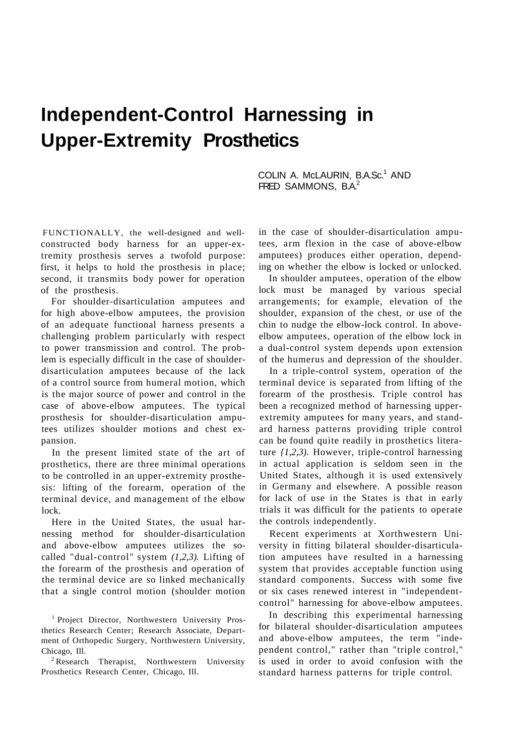# Independent-Control Harnessing in Upper-Extremity Prosthetics

COLIN A. McLAURIN, B.A.Sc.[1] AND FRED SAMMONS, B.A.[2]

FUNCTIONALLY, the well-designed and well-constructed body harness for an upper-extremity prosthesis serves a twofold purpose: first, it helps to hold the prosthesis in place; second, it transmits body power for operation of the prosthesis.

For shoulder-disarticulation amputees and for high above-elbow amputees, the provision of an adequate functional harness presents a challenging problem particularly with respect to power transmission and control. The problem is especially difficult in the case of shoulder-disarticulation amputees because of the lack of a control source from humeral motion, which is the major source of power and control in the case of above-elbow amputees. The typical prosthesis for shoulder-disarticulation amputees utilizes shoulder motions and chest expansion.

In the present limited state of the art of prosthetics, there are three minimal operations to be controlled in an upper-extremity prosthesis: lifting of the forearm, operation of the terminal device, and management of the elbow lock.

Here in the United States, the usual harnessing method for shoulder-disarticulation and above-elbow amputees utilizes the so-called "dual-control" system *(1,2,3).* Lifting of the forearm of the prosthesis and operation of the terminal device are so linked mechanically that a single control motion (shoulder motion in the case of shoulder-disarticulation amputees, arm flexion in the case of above-elbow amputees) produces either operation, depending on whether the elbow is locked or unlocked.

In shoulder amputees, operation of the elbow lock must be managed by various special arrangements; for example, elevation of the shoulder, expansion of the chest, or use of the chin to nudge the elbow-lock control. In above-elbow amputees, operation of the elbow lock in a dual-control system depends upon extension of the humerus and depression of the shoulder.

In a triple-control system, operation of the terminal device is separated from lifting of the forearm of the prosthesis. Triple control has been a recognized method of harnessing upper-extremity amputees for many years, and standard harness patterns providing triple control can be found quite readily in prosthetics literature *(1,2,3).* However, triple-control harnessing in actual application is seldom seen in the United States, although it is used extensively in Germany and elsewhere. A possible reason for lack of use in the States is that in early trials it was difficult for the patients to operate the controls independently.

Recent experiments at Xorthwestern University in fitting bilateral shoulder-disarticulation amputees have resulted in a harnessing system that provides acceptable function using standard components. Success with some five or six cases renewed interest in "independent-control" harnessing for above-elbow amputees.

In describing this experimental harnessing for bilateral shoulder-disarticulation amputees and above-elbow amputees, the term "independent control," rather than "triple control," is used in order to avoid confusion with the standard harness patterns for triple control.

[1] Project Director, Northwestern University Prosthetics Research Center; Research Associate, Department of Orthopedic Surgery, Northwestern University, Chicago, Ill.

[2] Research Therapist, Northwestern University Prosthetics Research Center, Chicago, Ill.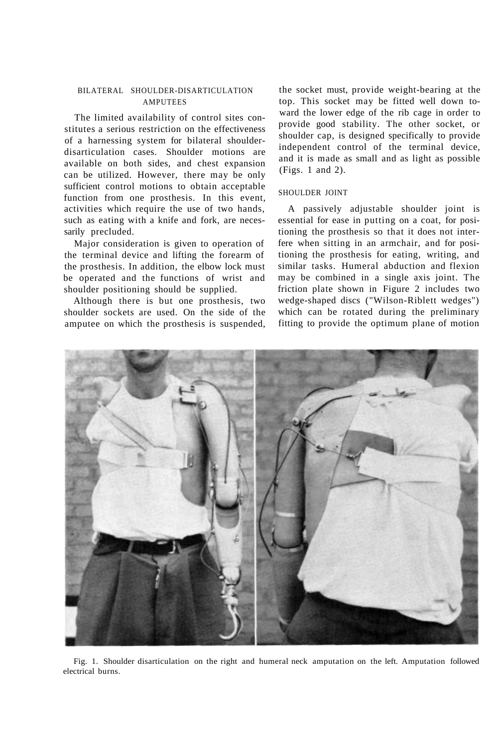## BILATERAL SHOULDER-DISARTICULATION AMPUTEES

The limited availability of control sites constitutes a serious restriction on the effectiveness of a harnessing system for bilateral shoulder-disarticulation cases. Shoulder motions are available on both sides, and chest expansion can be utilized. However, there may be only sufficient control motions to obtain acceptable function from one prosthesis. In this event, activities which require the use of two hands, such as eating with a knife and fork, are necessarily precluded.

Major consideration is given to operation of the terminal device and lifting the forearm of the prosthesis. In addition, the elbow lock must be operated and the functions of wrist and shoulder positioning should be supplied.

Although there is but one prosthesis, two shoulder sockets are used. On the side of the amputee on which the prosthesis is suspended, the socket must, provide weight-bearing at the top. This socket may be fitted well down toward the lower edge of the rib cage in order to provide good stability. The other socket, or shoulder cap, is designed specifically to provide independent control of the terminal device, and it is made as small and as light as possible (Figs. 1 and 2).

### SHOULDER JOINT

A passively adjustable shoulder joint is essential for ease in putting on a coat, for positioning the prosthesis so that it does not interfere when sitting in an armchair, and for positioning the prosthesis for eating, writing, and similar tasks. Humeral abduction and flexion may be combined in a single axis joint. The friction plate shown in Figure 2 includes two wedge-shaped discs ("Wilson-Riblett wedges") which can be rotated during the preliminary fitting to provide the optimum plane of motion

Fig. 1. Shoulder disarticulation on the right and humeral neck amputation on the left. Amputation followed electrical burns.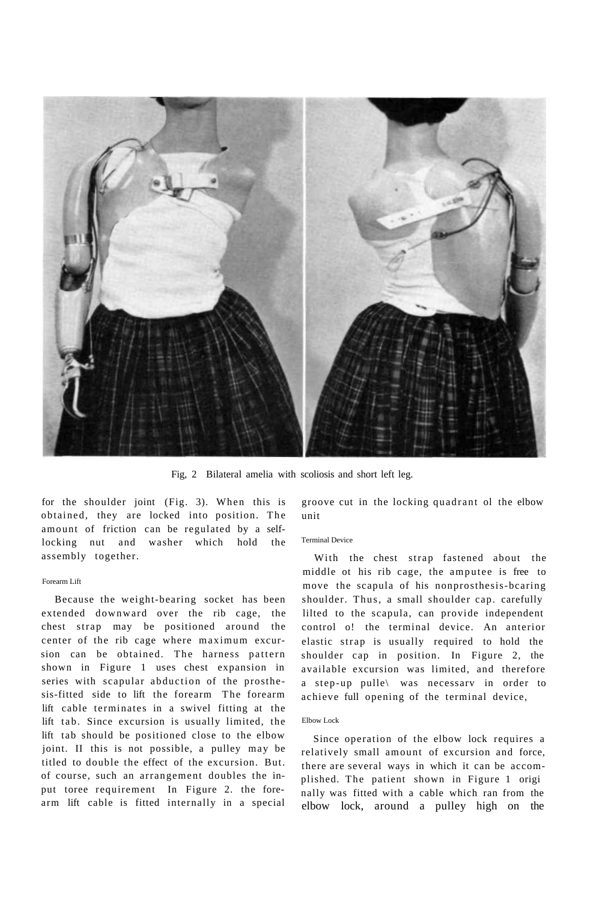Fig, 2 Bilateral amelia with scoliosis and short left leg.

for the shoulder joint (Fig. 3). When this is obtained, they are locked into position. The amount of friction can be regulated by a self-locking nut and washer which hold the assembly together.

### Forearm Lift

Because the weight-bearing socket has been extended downward over the rib cage, the chest strap may be positioned around the center of the rib cage where maximum excursion can be obtained. The harness pattern shown in Figure 1 uses chest expansion in series with scapular abduction of the prosthesis-fitted side to lift the forearm The forearm lift cable terminates in a swivel fitting at the lift tab. Since excursion is usually limited, the lift tab should be positioned close to the elbow joint. II this is not possible, a pulley may be titled to double the effect of the excursion. But. of course, such an arrangement doubles the input toree requirement In Figure 2. the forearm lift cable is fitted internally in a special groove cut in the locking quadrant ol the elbow unit

### Terminal Device

With the chest strap fastened about the middle ot his rib cage, the amputee is free to move the scapula of his nonprosthesis-bcaring shoulder. Thus, a small shoulder cap. carefully lilted to the scapula, can provide independent control o! the terminal device. An anterior elastic strap is usually required to hold the shoulder cap in position. In Figure 2, the available excursion was limited, and therefore a step-up pulle\ was necessarv in order to achieve full opening of the terminal device,

### Elbow Lock

Since operation of the elbow lock requires a relatively small amount of excursion and force, there are several ways in which it can be accomplished. The patient shown in Figure 1 originally was fitted with a cable which ran from the elbow lock, around a pulley high on the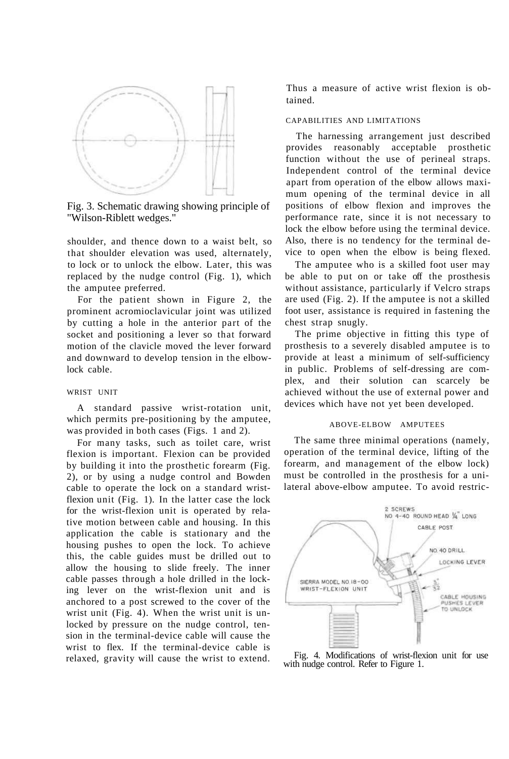Fig. 3. Schematic drawing showing principle of "Wilson-Riblett wedges."

shoulder, and thence down to a waist belt, so that shoulder elevation was used, alternately, to lock or to unlock the elbow. Later, this was replaced by the nudge control (Fig. 1), which the amputee preferred.

For the patient shown in Figure 2, the prominent acromioclavicular joint was utilized by cutting a hole in the anterior part of the socket and positioning a lever so that forward motion of the clavicle moved the lever forward and downward to develop tension in the elbow-lock cable.

### WRIST UNIT

A standard passive wrist-rotation unit, which permits pre-positioning by the amputee, was provided in both cases (Figs. 1 and 2).

For many tasks, such as toilet care, wrist flexion is important. Flexion can be provided by building it into the prosthetic forearm (Fig. 2), or by using a nudge control and Bowden cable to operate the lock on a standard wrist-flexion unit (Fig. 1). In the latter case the lock for the wrist-flexion unit is operated by relative motion between cable and housing. In this application the cable is stationary and the housing pushes to open the lock. To achieve this, the cable guides must be drilled out to allow the housing to slide freely. The inner cable passes through a hole drilled in the locking lever on the wrist-flexion unit and is anchored to a post screwed to the cover of the wrist unit (Fig. 4). When the wrist unit is unlocked by pressure on the nudge control, tension in the terminal-device cable will cause the wrist to flex. If the terminal-device cable is relaxed, gravity will cause the wrist to extend. Thus a measure of active wrist flexion is obtained.

### CAPABILITIES AND LIMITATIONS

The harnessing arrangement just described provides reasonably acceptable prosthetic function without the use of perineal straps. Independent control of the terminal device apart from operation of the elbow allows maximum opening of the terminal device in all positions of elbow flexion and improves the performance rate, since it is not necessary to lock the elbow before using the terminal device. Also, there is no tendency for the terminal device to open when the elbow is being flexed.

The amputee who is a skilled foot user may be able to put on or take off the prosthesis without assistance, particularly if Velcro straps are used (Fig. 2). If the amputee is not a skilled foot user, assistance is required in fastening the chest strap snugly.

The prime objective in fitting this type of prosthesis to a severely disabled amputee is to provide at least a minimum of self-sufficiency in public. Problems of self-dressing are complex, and their solution can scarcely be achieved without the use of external power and devices which have not yet been developed.

## ABOVE-ELBOW AMPUTEES

The same three minimal operations (namely, operation of the terminal device, lifting of the forearm, and management of the elbow lock) must be controlled in the prosthesis for a unilateral above-elbow amputee. To avoid restric-

Fig. 4. Modifications of wrist-flexion unit for use with nudge control. Refer to Figure 1.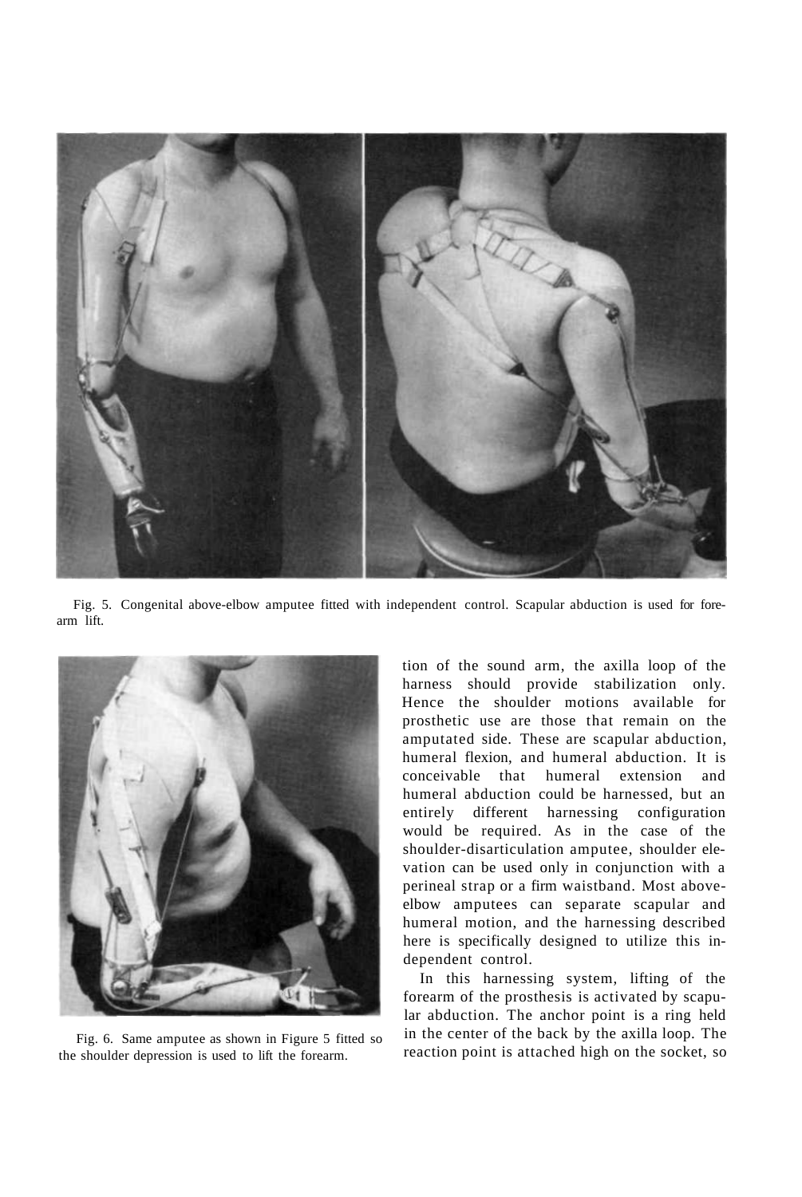Fig. 5. Congenital above-elbow amputee fitted with independent control. Scapular abduction is used for forearm lift.

Fig. 6. Same amputee as shown in Figure 5 fitted so the shoulder depression is used to lift the forearm.

tion of the sound arm, the axilla loop of the harness should provide stabilization only. Hence the shoulder motions available for prosthetic use are those that remain on the amputated side. These are scapular abduction, humeral flexion, and humeral abduction. It is conceivable that humeral extension and humeral abduction could be harnessed, but an entirely different harnessing configuration would be required. As in the case of the shoulder-disarticulation amputee, shoulder elevation can be used only in conjunction with a perineal strap or a firm waistband. Most above-elbow amputees can separate scapular and humeral motion, and the harnessing described here is specifically designed to utilize this independent control.

In this harnessing system, lifting of the forearm of the prosthesis is activated by scapular abduction. The anchor point is a ring held in the center of the back by the axilla loop. The reaction point is attached high on the socket, so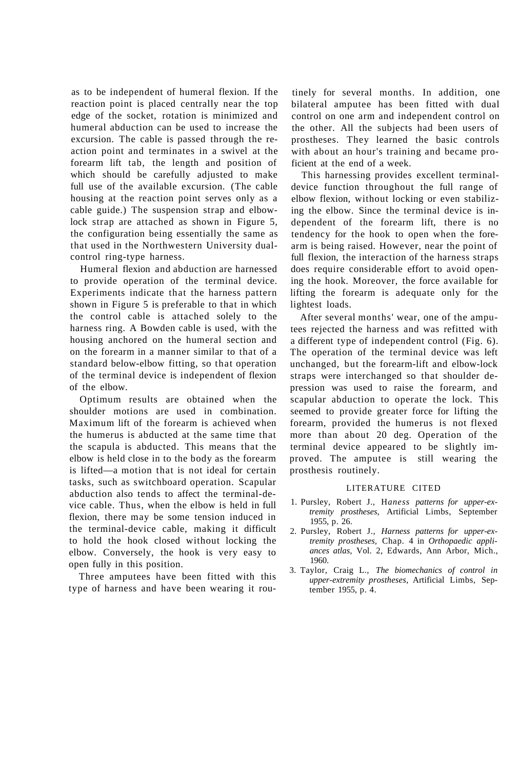as to be independent of humeral flexion. If the reaction point is placed centrally near the top edge of the socket, rotation is minimized and humeral abduction can be used to increase the excursion. The cable is passed through the reaction point and terminates in a swivel at the forearm lift tab, the length and position of which should be carefully adjusted to make full use of the available excursion. (The cable housing at the reaction point serves only as a cable guide.) The suspension strap and elbow-lock strap are attached as shown in Figure 5, the configuration being essentially the same as that used in the Northwestern University dual-control ring-type harness.

Humeral flexion and abduction are harnessed to provide operation of the terminal device. Experiments indicate that the harness pattern shown in Figure 5 is preferable to that in which the control cable is attached solely to the harness ring. A Bowden cable is used, with the housing anchored on the humeral section and on the forearm in a manner similar to that of a standard below-elbow fitting, so that operation of the terminal device is independent of flexion of the elbow.

Optimum results are obtained when the shoulder motions are used in combination. Maximum lift of the forearm is achieved when the humerus is abducted at the same time that the scapula is abducted. This means that the elbow is held close in to the body as the forearm is lifted—a motion that is not ideal for certain tasks, such as switchboard operation. Scapular abduction also tends to affect the terminal-device cable. Thus, when the elbow is held in full flexion, there may be some tension induced in the terminal-device cable, making it difficult to hold the hook closed without locking the elbow. Conversely, the hook is very easy to open fully in this position.

Three amputees have been fitted with this type of harness and have been wearing it routinely for several months. In addition, one bilateral amputee has been fitted with dual control on one arm and independent control on the other. All the subjects had been users of prostheses. They learned the basic controls with about an hour's training and became proficient at the end of a week.

This harnessing provides excellent terminal-device function throughout the full range of elbow flexion, without locking or even stabilizing the elbow. Since the terminal device is independent of the forearm lift, there is no tendency for the hook to open when the forearm is being raised. However, near the point of full flexion, the interaction of the harness straps does require considerable effort to avoid opening the hook. Moreover, the force available for lifting the forearm is adequate only for the lightest loads.

After several months' wear, one of the amputees rejected the harness and was refitted with a different type of independent control (Fig. 6). The operation of the terminal device was left unchanged, but the forearm-lift and elbow-lock straps were interchanged so that shoulder depression was used to raise the forearm, and scapular abduction to operate the lock. This seemed to provide greater force for lifting the forearm, provided the humerus is not flexed more than about 20 deg. Operation of the terminal device appeared to be slightly improved. The amputee is still wearing the prosthesis routinely.

## LITERATURE CITED

1. Pursley, Robert J., *Haness patterns for upper-extremity prostheses,* Artificial Limbs, September 1955, p. 26.
2. Pursley, Robert J., *Harness patterns for upper-extremity prostheses,* Chap. 4 in *Orthopaedic appliances atlas,* Vol. 2, Edwards, Ann Arbor, Mich., 1960.
3. Taylor, Craig L., *The biomechanics of control in upper-extremity prostheses,* Artificial Limbs, September 1955, p. 4.